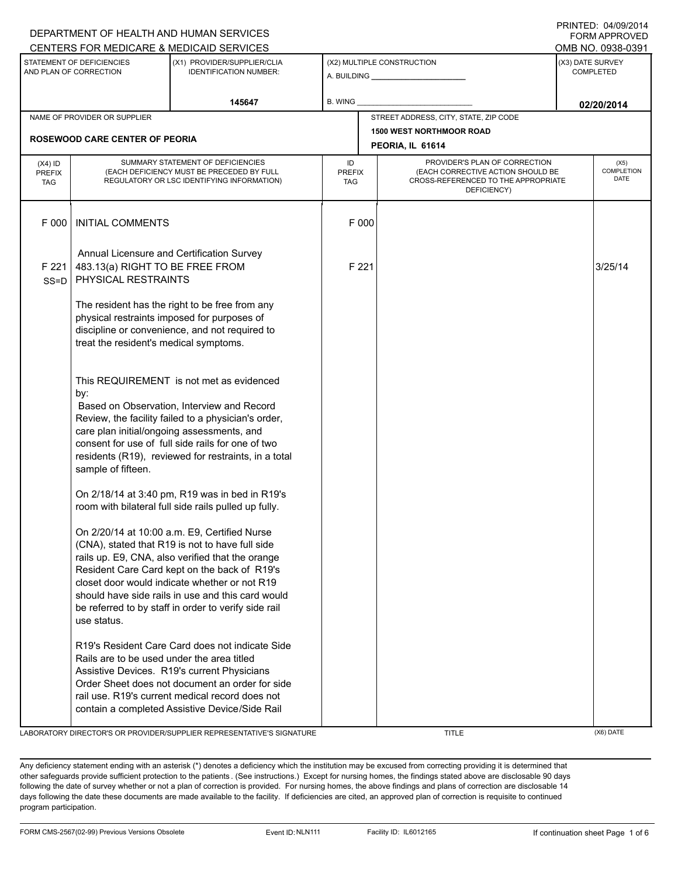DEPARTMENT OF HEALTH AND HUMAN SERVICES
CENTERS FOR MEDICARE & MEDICAID SERVICES

PRINTED: 04/09/2014
FORM APPROVED
OMB NO. 0938-0391

| STATEMENT OF DEFICIENCIES AND PLAN OF CORRECTION | (X1) PROVIDER/SUPPLIER/CLIA IDENTIFICATION NUMBER: | (X2) MULTIPLE CONSTRUCTION | (X3) DATE SURVEY COMPLETED |
|---|---|---|---|
| | 145647 | A. BUILDING ______ B. WING ______ | 02/20/2014 |

| NAME OF PROVIDER OR SUPPLIER | STREET ADDRESS, CITY, STATE, ZIP CODE |
|---|---|
| ROSEWOOD CARE CENTER OF PEORIA | 1500 WEST NORTHMOOR ROAD PEORIA, IL 61614 |

| (X4) ID PREFIX TAG | SUMMARY STATEMENT OF DEFICIENCIES (EACH DEFICIENCY MUST BE PRECEDED BY FULL REGULATORY OR LSC IDENTIFYING INFORMATION) | ID PREFIX TAG | PROVIDER'S PLAN OF CORRECTION (EACH CORRECTIVE ACTION SHOULD BE CROSS-REFERENCED TO THE APPROPRIATE DEFICIENCY) | (X5) COMPLETION DATE |
|---|---|---|---|---|
| F 000 | INITIAL COMMENTS<br><br>Annual Licensure and Certification Survey | F 000 | | |
| F 221 SS=D | 483.13(a) RIGHT TO BE FREE FROM PHYSICAL RESTRAINTS<br><br>The resident has the right to be free from any physical restraints imposed for purposes of discipline or convenience, and not required to treat the resident's medical symptoms.<br><br>This REQUIREMENT is not met as evidenced by:<br>Based on Observation, Interview and Record Review, the facility failed to a physician's order, care plan initial/ongoing assessments, and consent for use of full side rails for one of two residents (R19), reviewed for restraints, in a total sample of fifteen.<br><br>On 2/18/14 at 3:40 pm, R19 was in bed in R19's room with bilateral full side rails pulled up fully.<br><br>On 2/20/14 at 10:00 a.m. E9, Certified Nurse (CNA), stated that R19 is not to have full side rails up. E9, CNA, also verified that the orange Resident Care Card kept on the back of R19's closet door would indicate whether or not R19 should have side rails in use and this card would be referred to by staff in order to verify side rail use status.<br><br>R19's Resident Care Card does not indicate Side Rails are to be used under the area titled Assistive Devices. R19's current Physicians Order Sheet does not document an order for side rail use. R19's current medical record does not contain a completed Assistive Device/Side Rail | F 221 | | 3/25/14 |

LABORATORY DIRECTOR'S OR PROVIDER/SUPPLIER REPRESENTATIVE'S SIGNATURE | TITLE | (X6) DATE

Any deficiency statement ending with an asterisk (*) denotes a deficiency which the institution may be excused from correcting providing it is determined that other safeguards provide sufficient protection to the patients. (See instructions.) Except for nursing homes, the findings stated above are disclosable 90 days following the date of survey whether or not a plan of correction is provided. For nursing homes, the above findings and plans of correction are disclosable 14 days following the date these documents are made available to the facility. If deficiencies are cited, an approved plan of correction is requisite to continued program participation.

FORM CMS-2567(02-99) Previous Versions Obsolete Event ID: NLN111 Facility ID: IL6012165 If continuation sheet Page 1 of 6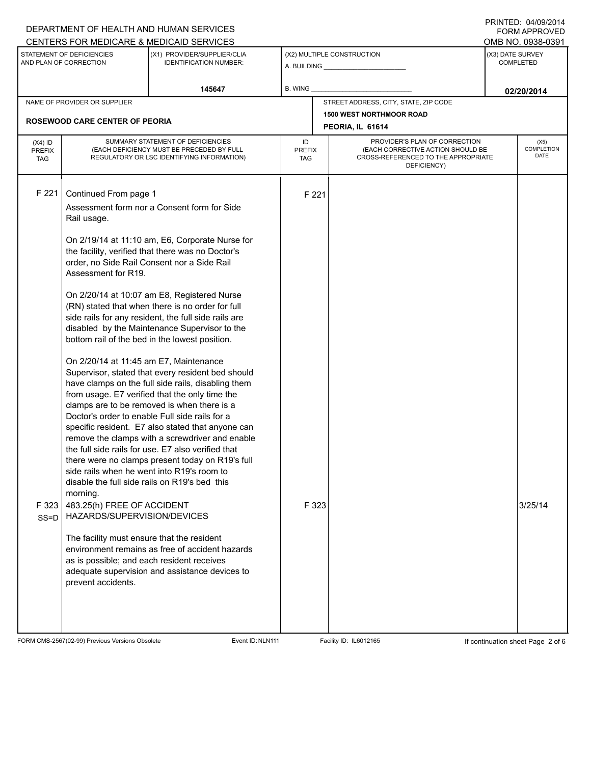DEPARTMENT OF HEALTH AND HUMAN SERVICES
CENTERS FOR MEDICARE & MEDICAID SERVICES

PRINTED: 04/09/2014
FORM APPROVED
OMB NO. 0938-0391

| STATEMENT OF DEFICIENCIES AND PLAN OF CORRECTION | (X1) PROVIDER/SUPPLIER/CLIA IDENTIFICATION NUMBER: | (X2) MULTIPLE CONSTRUCTION | (X3) DATE SURVEY COMPLETED |
|---|---|---|---|
| | 145647 | A. BUILDING ______ B. WING ______ | 02/20/2014 |

| NAME OF PROVIDER OR SUPPLIER | STREET ADDRESS, CITY, STATE, ZIP CODE |
|---|---|
| ROSEWOOD CARE CENTER OF PEORIA | 1500 WEST NORTHMOOR ROAD PEORIA, IL 61614 |

| (X4) ID PREFIX TAG | SUMMARY STATEMENT OF DEFICIENCIES (EACH DEFICIENCY MUST BE PRECEDED BY FULL REGULATORY OR LSC IDENTIFYING INFORMATION) | ID PREFIX TAG | PROVIDER'S PLAN OF CORRECTION (EACH CORRECTIVE ACTION SHOULD BE CROSS-REFERENCED TO THE APPROPRIATE DEFICIENCY) | (X5) COMPLETION DATE |
|---|---|---|---|---|
| F 221 | Continued From page 1<br><br>Assessment form nor a Consent form for Side Rail usage.<br><br>On 2/19/14 at 11:10 am, E6, Corporate Nurse for the facility, verified that there was no Doctor's order, no Side Rail Consent nor a Side Rail Assessment for R19.<br><br>On 2/20/14 at 10:07 am E8, Registered Nurse (RN) stated that when there is no order for full side rails for any resident, the full side rails are disabled by the Maintenance Supervisor to the bottom rail of the bed in the lowest position.<br><br>On 2/20/14 at 11:45 am E7, Maintenance Supervisor, stated that every resident bed should have clamps on the full side rails, disabling them from usage. E7 verified that the only time the clamps are to be removed is when there is a Doctor's order to enable Full side rails for a specific resident. E7 also stated that anyone can remove the clamps with a screwdriver and enable the full side rails for use. E7 also verified that there were no clamps present today on R19's full side rails when he went into R19's room to disable the full side rails on R19's bed this morning. | F 221 | | |
| F 323 SS=D | 483.25(h) FREE OF ACCIDENT HAZARDS/SUPERVISION/DEVICES<br><br>The facility must ensure that the resident environment remains as free of accident hazards as is possible; and each resident receives adequate supervision and assistance devices to prevent accidents. | F 323 | | 3/25/14 |

FORM CMS-2567(02-99) Previous Versions Obsolete Event ID: NLN111 Facility ID: IL6012165 If continuation sheet Page 2 of 6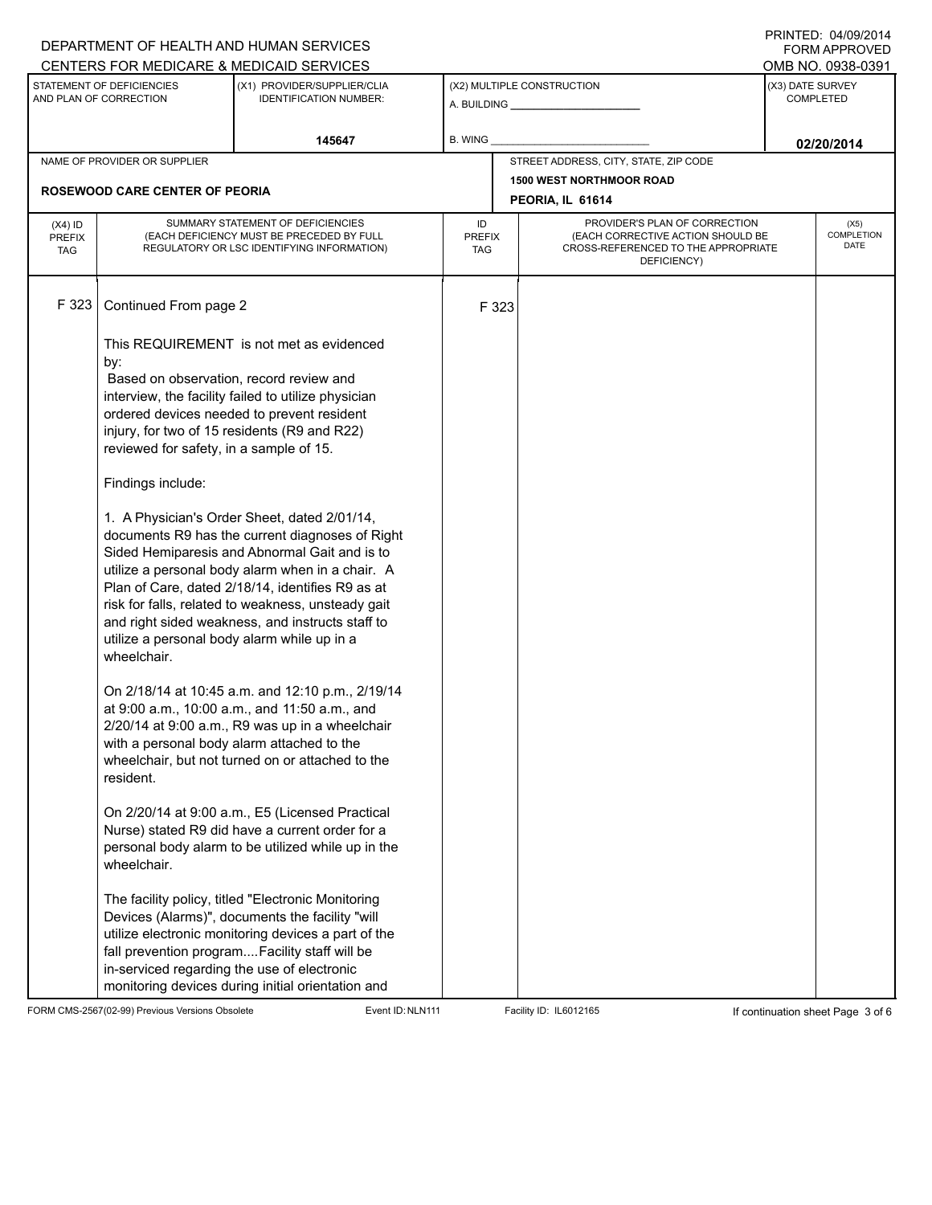DEPARTMENT OF HEALTH AND HUMAN SERVICES
CENTERS FOR MEDICARE & MEDICAID SERVICES

PRINTED: 04/09/2014
FORM APPROVED
OMB NO. 0938-0391

| STATEMENT OF DEFICIENCIES AND PLAN OF CORRECTION | (X1) PROVIDER/SUPPLIER/CLIA IDENTIFICATION NUMBER: | (X2) MULTIPLE CONSTRUCTION | (X3) DATE SURVEY COMPLETED |
|---|---|---|---|
| | 145647 | A. BUILDING ______ B. WING ______ | 02/20/2014 |

| NAME OF PROVIDER OR SUPPLIER | STREET ADDRESS, CITY, STATE, ZIP CODE |
|---|---|
| ROSEWOOD CARE CENTER OF PEORIA | 1500 WEST NORTHMOOR ROAD PEORIA, IL 61614 |

| (X4) ID PREFIX TAG | SUMMARY STATEMENT OF DEFICIENCIES (EACH DEFICIENCY MUST BE PRECEDED BY FULL REGULATORY OR LSC IDENTIFYING INFORMATION) | ID PREFIX TAG | PROVIDER'S PLAN OF CORRECTION (EACH CORRECTIVE ACTION SHOULD BE CROSS-REFERENCED TO THE APPROPRIATE DEFICIENCY) | (X5) COMPLETION DATE |
|---|---|---|---|---|
| F 323 | Continued From page 2 | F 323 | | |

This REQUIREMENT is not met as evidenced by:
Based on observation, record review and interview, the facility failed to utilize physician ordered devices needed to prevent resident injury, for two of 15 residents (R9 and R22) reviewed for safety, in a sample of 15.

Findings include:

1. A Physician's Order Sheet, dated 2/01/14, documents R9 has the current diagnoses of Right Sided Hemiparesis and Abnormal Gait and is to utilize a personal body alarm when in a chair. A Plan of Care, dated 2/18/14, identifies R9 as at risk for falls, related to weakness, unsteady gait and right sided weakness, and instructs staff to utilize a personal body alarm while up in a wheelchair.

On 2/18/14 at 10:45 a.m. and 12:10 p.m., 2/19/14 at 9:00 a.m., 10:00 a.m., and 11:50 a.m., and 2/20/14 at 9:00 a.m., R9 was up in a wheelchair with a personal body alarm attached to the wheelchair, but not turned on or attached to the resident.

On 2/20/14 at 9:00 a.m., E5 (Licensed Practical Nurse) stated R9 did have a current order for a personal body alarm to be utilized while up in the wheelchair.

The facility policy, titled "Electronic Monitoring Devices (Alarms)", documents the facility "will utilize electronic monitoring devices a part of the fall prevention program....Facility staff will be in-serviced regarding the use of electronic monitoring devices during initial orientation and

FORM CMS-2567(02-99) Previous Versions Obsolete     Event ID: NLN111     Facility ID: IL6012165     If continuation sheet Page 3 of 6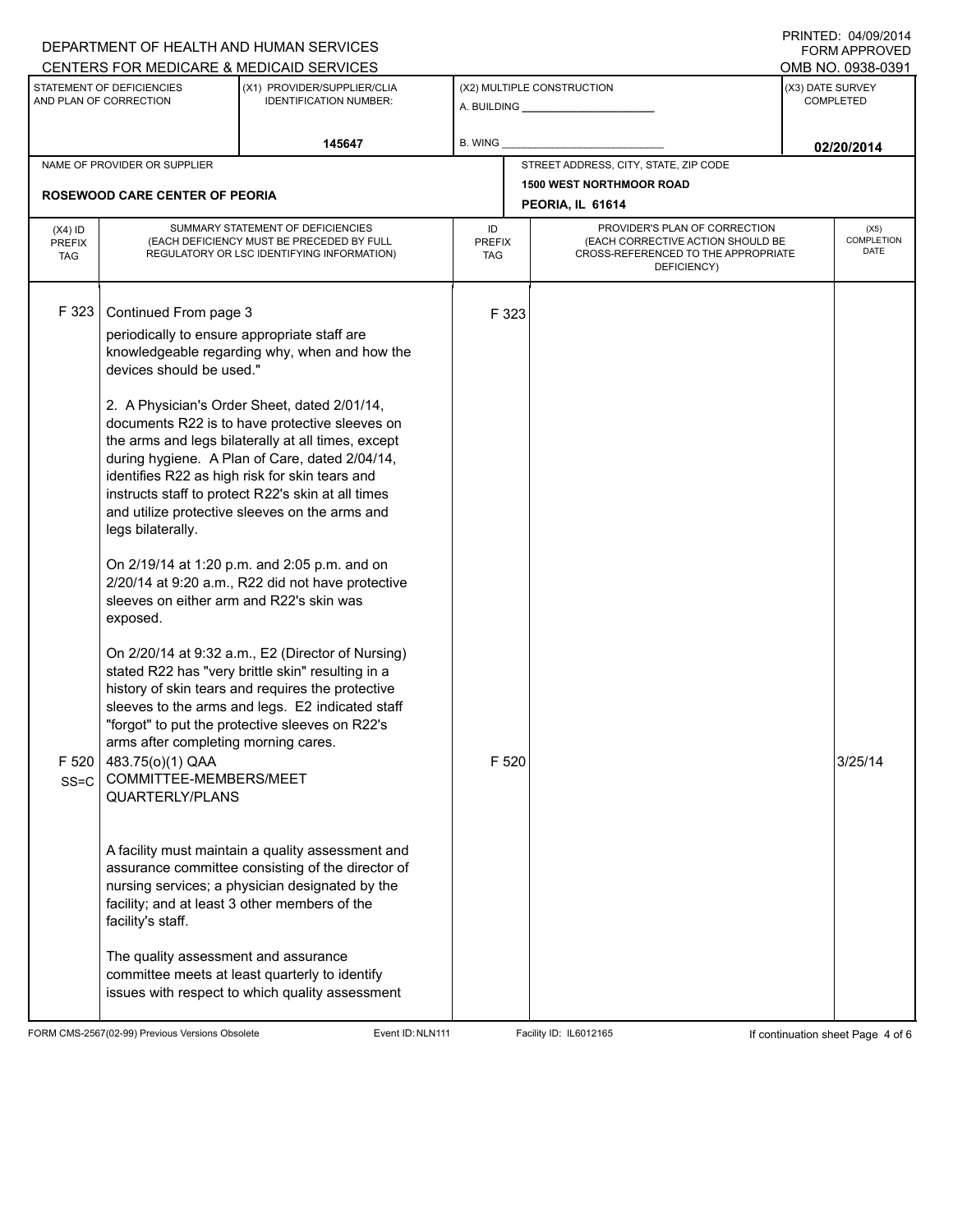DEPARTMENT OF HEALTH AND HUMAN SERVICES
CENTERS FOR MEDICARE & MEDICAID SERVICES

PRINTED: 04/09/2014
FORM APPROVED
OMB NO. 0938-0391

| STATEMENT OF DEFICIENCIES AND PLAN OF CORRECTION | (X1) PROVIDER/SUPPLIER/CLIA IDENTIFICATION NUMBER: | (X2) MULTIPLE CONSTRUCTION | (X3) DATE SURVEY COMPLETED |
|---|---|---|---|
| | 145647 | A. BUILDING ______ B. WING ______ | 02/20/2014 |

| NAME OF PROVIDER OR SUPPLIER | STREET ADDRESS, CITY, STATE, ZIP CODE |
|---|---|
| ROSEWOOD CARE CENTER OF PEORIA | 1500 WEST NORTHMOOR ROAD PEORIA, IL 61614 |

| (X4) ID PREFIX TAG | SUMMARY STATEMENT OF DEFICIENCIES (EACH DEFICIENCY MUST BE PRECEDED BY FULL REGULATORY OR LSC IDENTIFYING INFORMATION) | ID PREFIX TAG | PROVIDER'S PLAN OF CORRECTION (EACH CORRECTIVE ACTION SHOULD BE CROSS-REFERENCED TO THE APPROPRIATE DEFICIENCY) | (X5) COMPLETION DATE |
|---|---|---|---|---|
| F 323 | Continued From page 3<br>periodically to ensure appropriate staff are knowledgeable regarding why, when and how the devices should be used."<br><br>2. A Physician's Order Sheet, dated 2/01/14, documents R22 is to have protective sleeves on the arms and legs bilaterally at all times, except during hygiene. A Plan of Care, dated 2/04/14, identifies R22 as high risk for skin tears and instructs staff to protect R22's skin at all times and utilize protective sleeves on the arms and legs bilaterally.<br><br>On 2/19/14 at 1:20 p.m. and 2:05 p.m. and on 2/20/14 at 9:20 a.m., R22 did not have protective sleeves on either arm and R22's skin was exposed.<br><br>On 2/20/14 at 9:32 a.m., E2 (Director of Nursing) stated R22 has "very brittle skin" resulting in a history of skin tears and requires the protective sleeves to the arms and legs. E2 indicated staff "forgot" to put the protective sleeves on R22's arms after completing morning cares. | F 323 | | |
| F 520 SS=C | 483.75(o)(1) QAA COMMITTEE-MEMBERS/MEET QUARTERLY/PLANS<br><br>A facility must maintain a quality assessment and assurance committee consisting of the director of nursing services; a physician designated by the facility; and at least 3 other members of the facility's staff.<br><br>The quality assessment and assurance committee meets at least quarterly to identify issues with respect to which quality assessment | F 520 | | 3/25/14 |

FORM CMS-2567(02-99) Previous Versions Obsolete | Event ID: NLN111 | Facility ID: IL6012165 | If continuation sheet Page 4 of 6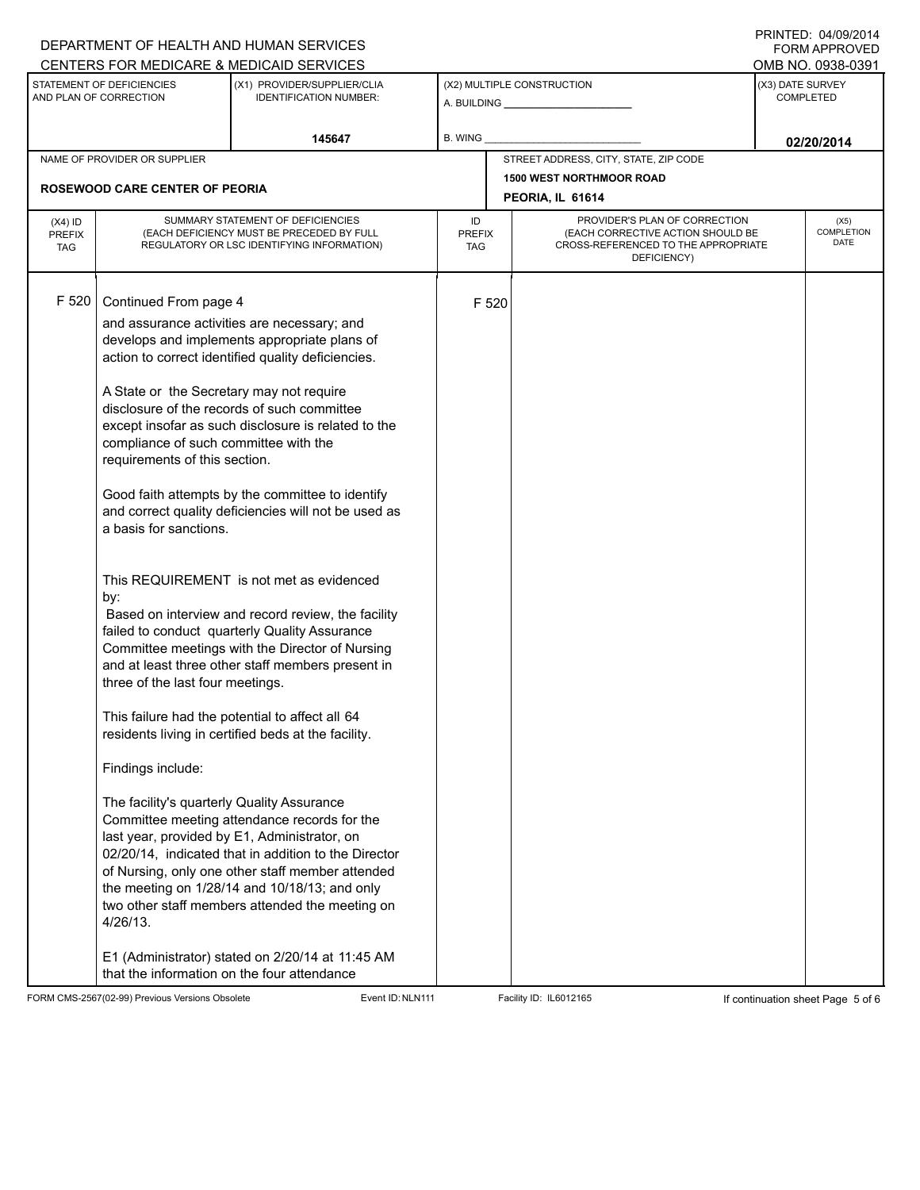DEPARTMENT OF HEALTH AND HUMAN SERVICES
CENTERS FOR MEDICARE & MEDICAID SERVICES

PRINTED: 04/09/2014
FORM APPROVED
OMB NO. 0938-0391

| STATEMENT OF DEFICIENCIES AND PLAN OF CORRECTION | (X1) PROVIDER/SUPPLIER/CLIA IDENTIFICATION NUMBER: | (X2) MULTIPLE CONSTRUCTION | (X3) DATE SURVEY COMPLETED |
|---|---|---|---|
| | 145647 | A. BUILDING ______ B. WING ______ | 02/20/2014 |

| NAME OF PROVIDER OR SUPPLIER | STREET ADDRESS, CITY, STATE, ZIP CODE |
|---|---|
| ROSEWOOD CARE CENTER OF PEORIA | 1500 WEST NORTHMOOR ROAD PEORIA, IL 61614 |

| (X4) ID PREFIX TAG | SUMMARY STATEMENT OF DEFICIENCIES (EACH DEFICIENCY MUST BE PRECEDED BY FULL REGULATORY OR LSC IDENTIFYING INFORMATION) | ID PREFIX TAG | PROVIDER'S PLAN OF CORRECTION (EACH CORRECTIVE ACTION SHOULD BE CROSS-REFERENCED TO THE APPROPRIATE DEFICIENCY) | (X5) COMPLETION DATE |
|---|---|---|---|---|
| F 520 | Continued From page 4 | F 520 | | |

and assurance activities are necessary; and develops and implements appropriate plans of action to correct identified quality deficiencies.

A State or the Secretary may not require disclosure of the records of such committee except insofar as such disclosure is related to the compliance of such committee with the requirements of this section.

Good faith attempts by the committee to identify and correct quality deficiencies will not be used as a basis for sanctions.

This REQUIREMENT is not met as evidenced by:

Based on interview and record review, the facility failed to conduct quarterly Quality Assurance Committee meetings with the Director of Nursing and at least three other staff members present in three of the last four meetings.

This failure had the potential to affect all 64 residents living in certified beds at the facility.

Findings include:

The facility's quarterly Quality Assurance Committee meeting attendance records for the last year, provided by E1, Administrator, on 02/20/14, indicated that in addition to the Director of Nursing, only one other staff member attended the meeting on 1/28/14 and 10/18/13; and only two other staff members attended the meeting on 4/26/13.

E1 (Administrator) stated on 2/20/14 at 11:45 AM that the information on the four attendance

FORM CMS-2567(02-99) Previous Versions Obsolete Event ID: NLN111 Facility ID: IL6012165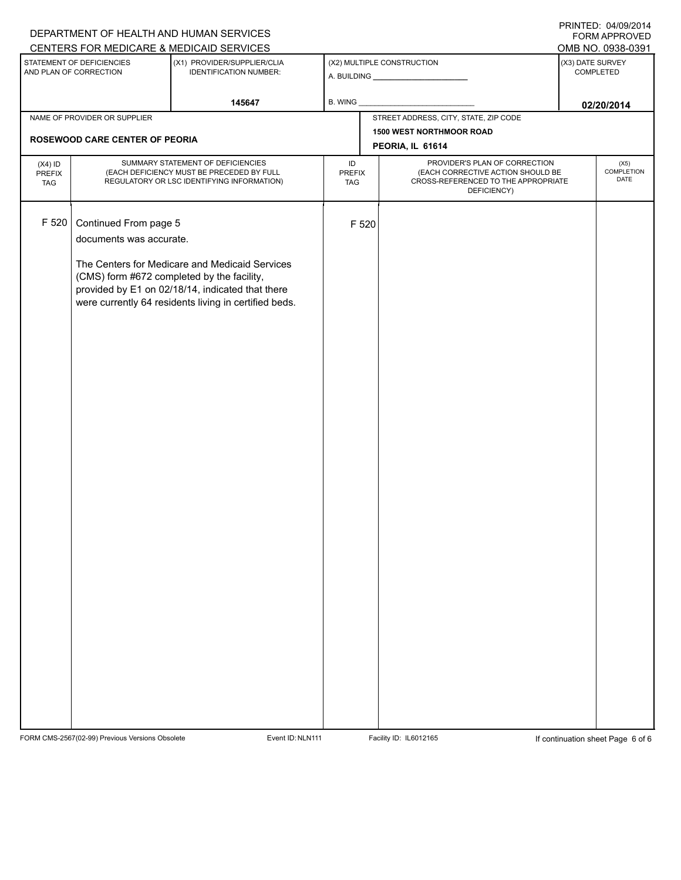DEPARTMENT OF HEALTH AND HUMAN SERVICES
CENTERS FOR MEDICARE & MEDICAID SERVICES

PRINTED: 04/09/2014
FORM APPROVED
OMB NO. 0938-0391

| STATEMENT OF DEFICIENCIES AND PLAN OF CORRECTION | (X1) PROVIDER/SUPPLIER/CLIA IDENTIFICATION NUMBER: | (X2) MULTIPLE CONSTRUCTION | (X3) DATE SURVEY COMPLETED |
|---|---|---|---|
| | 145647 | A. BUILDING ______ B. WING ______ | 02/20/2014 |

| NAME OF PROVIDER OR SUPPLIER | STREET ADDRESS, CITY, STATE, ZIP CODE |
|---|---|
| ROSEWOOD CARE CENTER OF PEORIA | 1500 WEST NORTHMOOR ROAD PEORIA, IL 61614 |

| (X4) ID PREFIX TAG | SUMMARY STATEMENT OF DEFICIENCIES (EACH DEFICIENCY MUST BE PRECEDED BY FULL REGULATORY OR LSC IDENTIFYING INFORMATION) | ID PREFIX TAG | PROVIDER'S PLAN OF CORRECTION (EACH CORRECTIVE ACTION SHOULD BE CROSS-REFERENCED TO THE APPROPRIATE DEFICIENCY) | (X5) COMPLETION DATE |
|---|---|---|---|---|
| F 520 | Continued From page 5<br>documents was accurate.<br><br>The Centers for Medicare and Medicaid Services (CMS) form #672 completed by the facility, provided by E1 on 02/18/14, indicated that there were currently 64 residents living in certified beds. | F 520 | | |

FORM CMS-2567(02-99) Previous Versions Obsolete    Event ID: NLN111    Facility ID: IL6012165